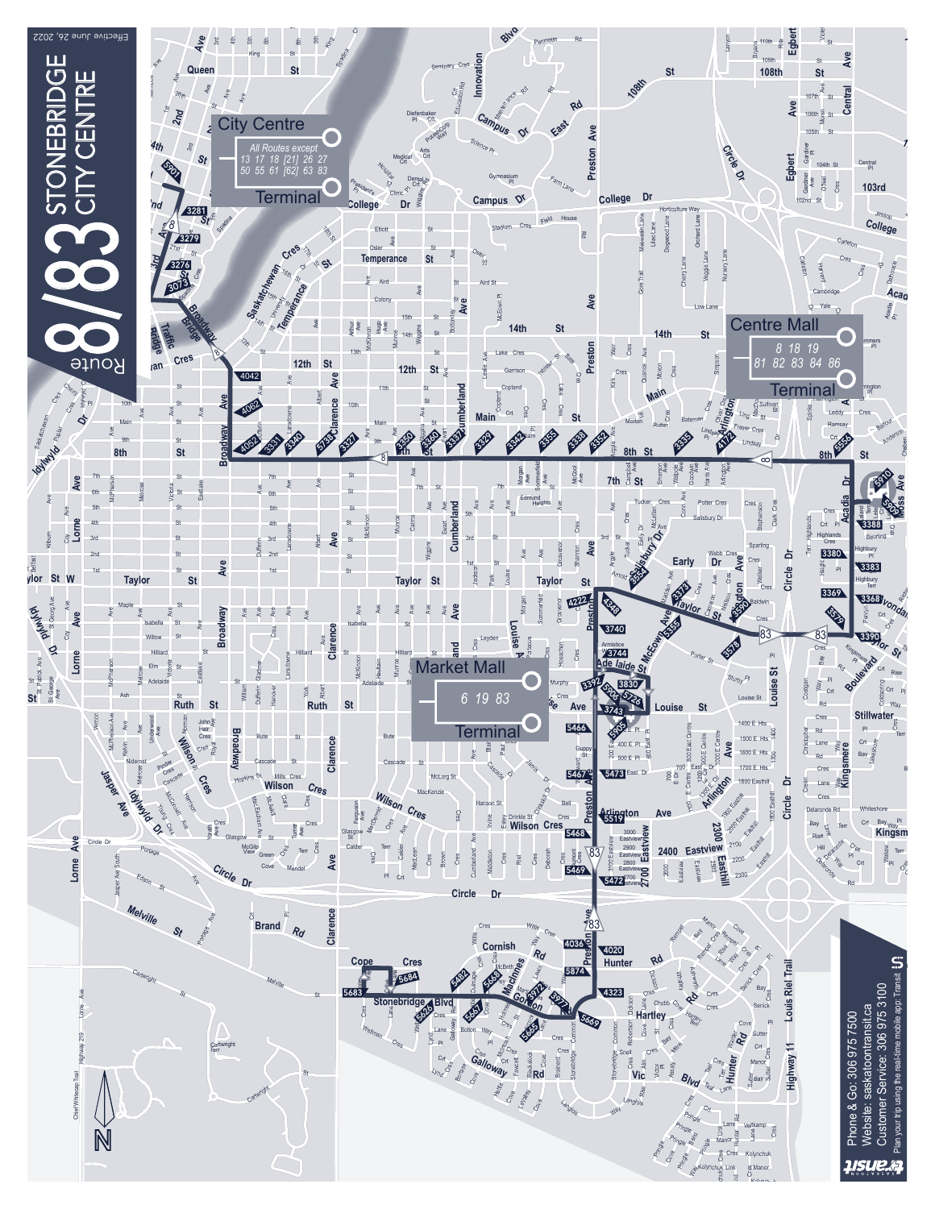# Route 8/83 STONEBRIDGE / CITY CENTRE

Effective June 26, 2022

## City Centre Terminal

All Routes except 13 17 18 [21] 26 27 50 55 61 [62] 63 83

## Centre Mall Terminal

8 18 19 81 82 83 84 86

## Market Mall Terminal

6 19 83

Phone & Go: 306 975 7500
Website: saskatoontransit.ca
Customer Service: 306 975 3100
Plan your trip using the real-time mobile app: Transit

Saskatoon Transit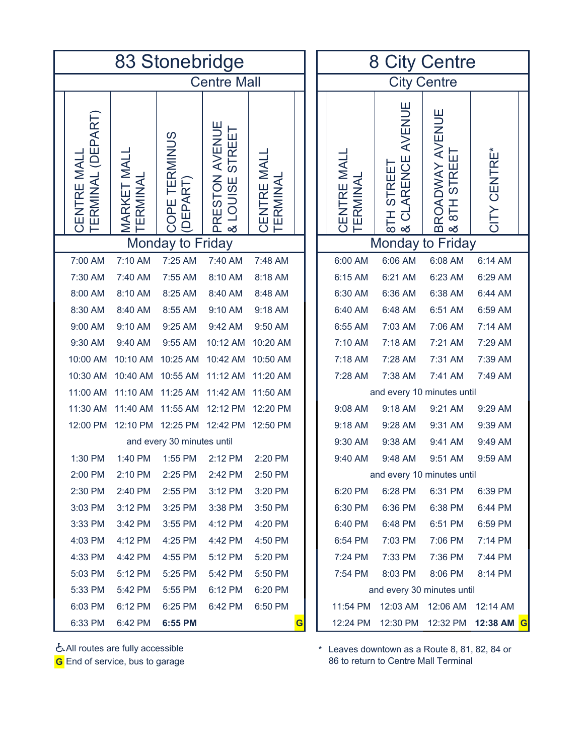## 83 Stonebridge

### Centre Mall

| CENTRE MALL TERMINAL (DEPART) | MARKET MALL TERMINAL | COPE TERMINUS (DEPART) | PRESTON AVENUE & LOUISE STREET | CENTRE MALL TERMINAL |
|---|---|---|---|---|
| **Monday to Friday** | | | | |
| 7:00 AM | 7:10 AM | 7:25 AM | 7:40 AM | 7:48 AM |
| 7:30 AM | 7:40 AM | 7:55 AM | 8:10 AM | 8:18 AM |
| 8:00 AM | 8:10 AM | 8:25 AM | 8:40 AM | 8:48 AM |
| 8:30 AM | 8:40 AM | 8:55 AM | 9:10 AM | 9:18 AM |
| 9:00 AM | 9:10 AM | 9:25 AM | 9:42 AM | 9:50 AM |
| 9:30 AM | 9:40 AM | 9:55 AM | 10:12 AM | 10:20 AM |
| 10:00 AM | 10:10 AM | 10:25 AM | 10:42 AM | 10:50 AM |
| 10:30 AM | 10:40 AM | 10:55 AM | 11:12 AM | 11:20 AM |
| 11:00 AM | 11:10 AM | 11:25 AM | 11:42 AM | 11:50 AM |
| 11:30 AM | 11:40 AM | 11:55 AM | 12:12 PM | 12:20 PM |
| 12:00 PM | 12:10 PM | 12:25 PM | 12:42 PM | 12:50 PM |
| and every 30 minutes until | | | | |
| 1:30 PM | 1:40 PM | 1:55 PM | 2:12 PM | 2:20 PM |
| 2:00 PM | 2:10 PM | 2:25 PM | 2:42 PM | 2:50 PM |
| 2:30 PM | 2:40 PM | 2:55 PM | 3:12 PM | 3:20 PM |
| 3:03 PM | 3:12 PM | 3:25 PM | 3:38 PM | 3:50 PM |
| 3:33 PM | 3:42 PM | 3:55 PM | 4:12 PM | 4:20 PM |
| 4:03 PM | 4:12 PM | 4:25 PM | 4:42 PM | 4:50 PM |
| 4:33 PM | 4:42 PM | 4:55 PM | 5:12 PM | 5:20 PM |
| 5:03 PM | 5:12 PM | 5:25 PM | 5:42 PM | 5:50 PM |
| 5:33 PM | 5:42 PM | 5:55 PM | 6:12 PM | 6:20 PM |
| 6:03 PM | 6:12 PM | 6:25 PM | 6:42 PM | 6:50 PM |
| 6:33 PM | 6:42 PM | **6:55 PM** | | G |

♿ All routes are fully accessible

G End of service, bus to garage

## 8 City Centre

### City Centre

| CENTRE MALL TERMINAL | 8TH STREET & CLARENCE AVENUE | BROADWAY AVENUE & 8TH STREET | CITY CENTRE* |
|---|---|---|---|
| **Monday to Friday** | | | |
| 6:00 AM | 6:06 AM | 6:08 AM | 6:14 AM |
| 6:15 AM | 6:21 AM | 6:23 AM | 6:29 AM |
| 6:30 AM | 6:36 AM | 6:38 AM | 6:44 AM |
| 6:40 AM | 6:48 AM | 6:51 AM | 6:59 AM |
| 6:55 AM | 7:03 AM | 7:06 AM | 7:14 AM |
| 7:10 AM | 7:18 AM | 7:21 AM | 7:29 AM |
| 7:18 AM | 7:28 AM | 7:31 AM | 7:39 AM |
| 7:28 AM | 7:38 AM | 7:41 AM | 7:49 AM |
| and every 10 minutes until | | | |
| 9:08 AM | 9:18 AM | 9:21 AM | 9:29 AM |
| 9:18 AM | 9:28 AM | 9:31 AM | 9:39 AM |
| 9:30 AM | 9:38 AM | 9:41 AM | 9:49 AM |
| 9:40 AM | 9:48 AM | 9:51 AM | 9:59 AM |
| and every 10 minutes until | | | |
| 6:20 PM | 6:28 PM | 6:31 PM | 6:39 PM |
| 6:30 PM | 6:36 PM | 6:38 PM | 6:44 PM |
| 6:40 PM | 6:48 PM | 6:51 PM | 6:59 PM |
| 6:54 PM | 7:03 PM | 7:06 PM | 7:14 PM |
| 7:24 PM | 7:33 PM | 7:36 PM | 7:44 PM |
| 7:54 PM | 8:03 PM | 8:06 PM | 8:14 PM |
| and every 30 minutes until | | | |
| 11:54 PM | 12:03 AM | 12:06 AM | 12:14 AM |
| 12:24 PM | 12:30 PM | 12:32 PM | **12:38 AM** G |

\* Leaves downtown as a Route 8, 81, 82, 84 or 86 to return to Centre Mall Terminal